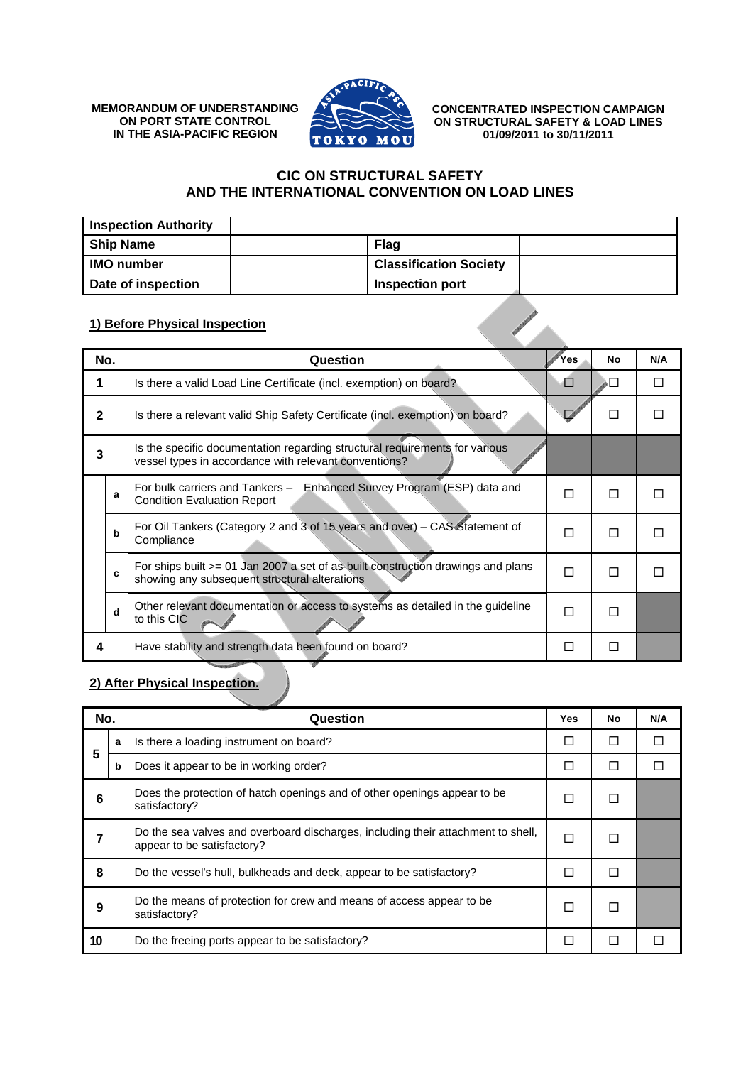MEMORANDUM OF UNDERSTANDING ON PORT STATE CONTROL IN THE ASIA-PACIFIC REGION

CONCENTRATED INSPECTION CAMPAIGN ON STRUCTURAL SAFETY & LOAD LINES 01/09/2011 to 30/11/2011

# CIC ON STRUCTURAL SAFETY AND THE INTERNATIONAL CONVENTION ON LOAD LINES

| **Inspection Authority** | | | |
|---|---|---|---|
| **Ship Name** | | **Flag** | |
| **IMO number** | | **Classification Society** | |
| **Date of inspection** | | **Inspection port** | |

## 1) Before Physical Inspection

| No. | | Question | Yes | No | N/A |
|---|---|---|---|---|---|
| **1** | | Is there a valid Load Line Certificate (incl. exemption) on board? | ☐ | ☐ | ☐ |
| **2** | | Is there a relevant valid Ship Safety Certificate (incl. exemption) on board? | ☐ | ☐ | ☐ |
| **3** | | Is the specific documentation regarding structural requirements for various vessel types in accordance with relevant conventions? | | | |
| | **a** | For bulk carriers and Tankers – Enhanced Survey Program (ESP) data and Condition Evaluation Report | ☐ | ☐ | ☐ |
| | **b** | For Oil Tankers (Category 2 and 3 of 15 years and over) – CAS Statement of Compliance | ☐ | ☐ | ☐ |
| | **c** | For ships built >= 01 Jan 2007 a set of as-built construction drawings and plans showing any subsequent structural alterations | ☐ | ☐ | ☐ |
| | **d** | Other relevant documentation or access to systems as detailed in the guideline to this CIC | ☐ | ☐ | |
| **4** | | Have stability and strength data been found on board? | ☐ | ☐ | |

## 2) After Physical Inspection.

| No. | | Question | Yes | No | N/A |
|---|---|---|---|---|---|
| **5** | **a** | Is there a loading instrument on board? | ☐ | ☐ | ☐ |
| | **b** | Does it appear to be in working order? | ☐ | ☐ | ☐ |
| **6** | | Does the protection of hatch openings and of other openings appear to be satisfactory? | ☐ | ☐ | |
| **7** | | Do the sea valves and overboard discharges, including their attachment to shell, appear to be satisfactory? | ☐ | ☐ | |
| **8** | | Do the vessel's hull, bulkheads and deck, appear to be satisfactory? | ☐ | ☐ | |
| **9** | | Do the means of protection for crew and means of access appear to be satisfactory? | ☐ | ☐ | |
| **10** | | Do the freeing ports appear to be satisfactory? | ☐ | ☐ | ☐ |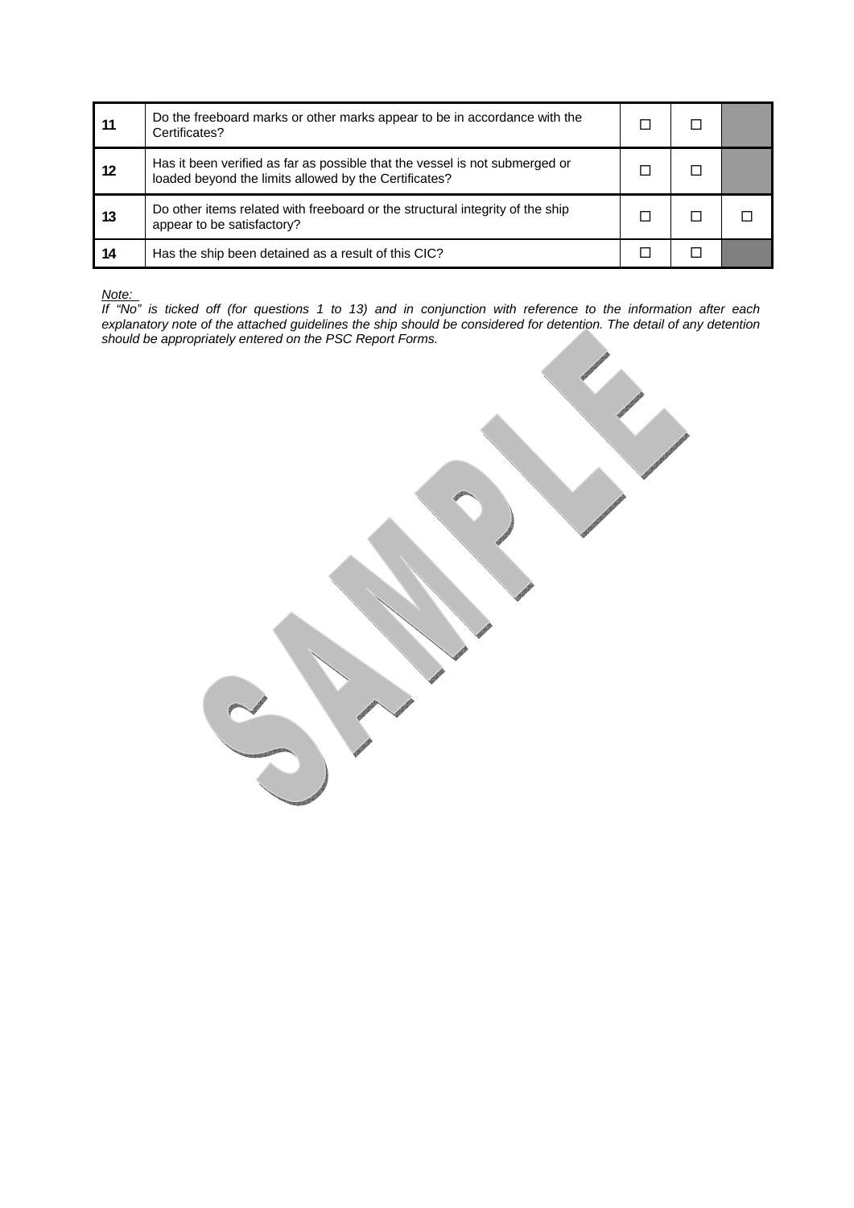| | | | | |
|---|---|---|---|---|
| **11** | Do the freeboard marks or other marks appear to be in accordance with the Certificates? | ☐ | ☐ | |
| **12** | Has it been verified as far as possible that the vessel is not submerged or loaded beyond the limits allowed by the Certificates? | ☐ | ☐ | |
| **13** | Do other items related with freeboard or the structural integrity of the ship appear to be satisfactory? | ☐ | ☐ | ☐ |
| **14** | Has the ship been detained as a result of this CIC? | ☐ | ☐ | |

*Note:*
*If "No" is ticked off (for questions 1 to 13) and in conjunction with reference to the information after each explanatory note of the attached guidelines the ship should be considered for detention. The detail of any detention should be appropriately entered on the PSC Report Forms.*

SAMPLE